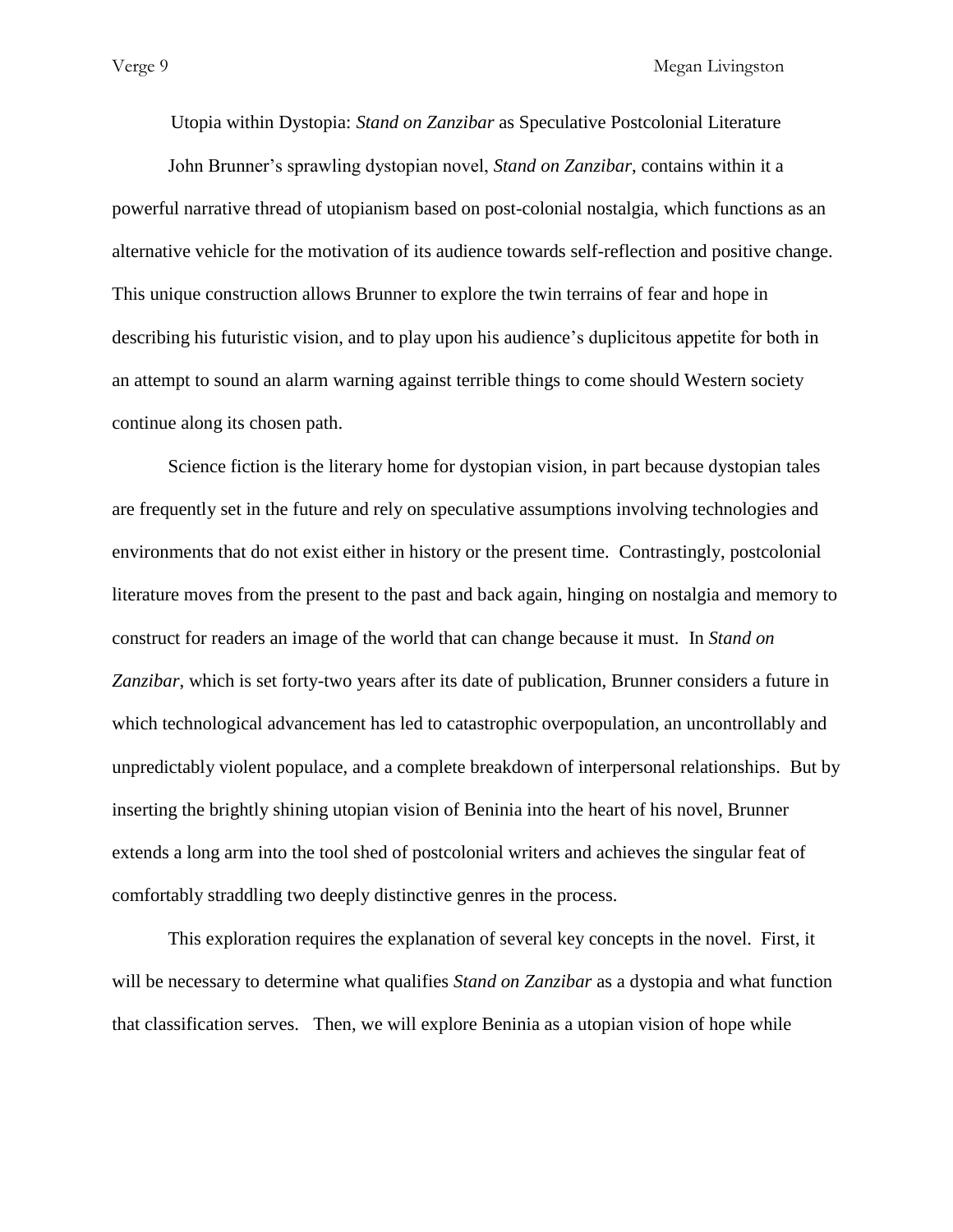# Utopia within Dystopia: *Stand on Zanzibar* as Speculative Postcolonial Literature

John Brunner's sprawling dystopian novel, *Stand on Zanzibar*, contains within it a powerful narrative thread of utopianism based on post-colonial nostalgia, which functions as an alternative vehicle for the motivation of its audience towards self-reflection and positive change. This unique construction allows Brunner to explore the twin terrains of fear and hope in describing his futuristic vision, and to play upon his audience's duplicitous appetite for both in an attempt to sound an alarm warning against terrible things to come should Western society continue along its chosen path.

Science fiction is the literary home for dystopian vision, in part because dystopian tales are frequently set in the future and rely on speculative assumptions involving technologies and environments that do not exist either in history or the present time. Contrastingly, postcolonial literature moves from the present to the past and back again, hinging on nostalgia and memory to construct for readers an image of the world that can change because it must. In *Stand on Zanzibar*, which is set forty-two years after its date of publication, Brunner considers a future in which technological advancement has led to catastrophic overpopulation, an uncontrollably and unpredictably violent populace, and a complete breakdown of interpersonal relationships. But by inserting the brightly shining utopian vision of Beninia into the heart of his novel, Brunner extends a long arm into the tool shed of postcolonial writers and achieves the singular feat of comfortably straddling two deeply distinctive genres in the process.

This exploration requires the explanation of several key concepts in the novel. First, it will be necessary to determine what qualifies *Stand on Zanzibar* as a dystopia and what function that classification serves. Then, we will explore Beninia as a utopian vision of hope while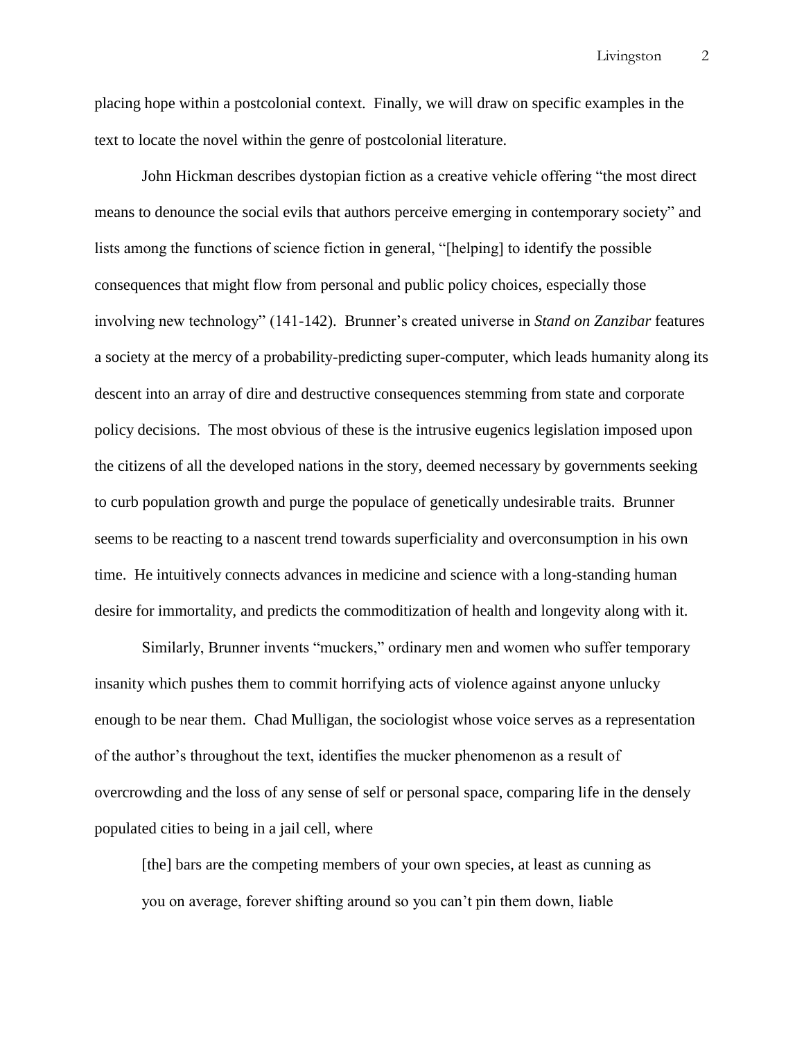placing hope within a postcolonial context. Finally, we will draw on specific examples in the text to locate the novel within the genre of postcolonial literature.

John Hickman describes dystopian fiction as a creative vehicle offering "the most direct means to denounce the social evils that authors perceive emerging in contemporary society" and lists among the functions of science fiction in general, "[helping] to identify the possible consequences that might flow from personal and public policy choices, especially those involving new technology" (141-142). Brunner's created universe in *Stand on Zanzibar* features a society at the mercy of a probability-predicting super-computer, which leads humanity along its descent into an array of dire and destructive consequences stemming from state and corporate policy decisions. The most obvious of these is the intrusive eugenics legislation imposed upon the citizens of all the developed nations in the story, deemed necessary by governments seeking to curb population growth and purge the populace of genetically undesirable traits. Brunner seems to be reacting to a nascent trend towards superficiality and overconsumption in his own time. He intuitively connects advances in medicine and science with a long-standing human desire for immortality, and predicts the commoditization of health and longevity along with it.

Similarly, Brunner invents "muckers," ordinary men and women who suffer temporary insanity which pushes them to commit horrifying acts of violence against anyone unlucky enough to be near them. Chad Mulligan, the sociologist whose voice serves as a representation of the author's throughout the text, identifies the mucker phenomenon as a result of overcrowding and the loss of any sense of self or personal space, comparing life in the densely populated cities to being in a jail cell, where

> [the] bars are the competing members of your own species, at least as cunning as you on average, forever shifting around so you can't pin them down, liable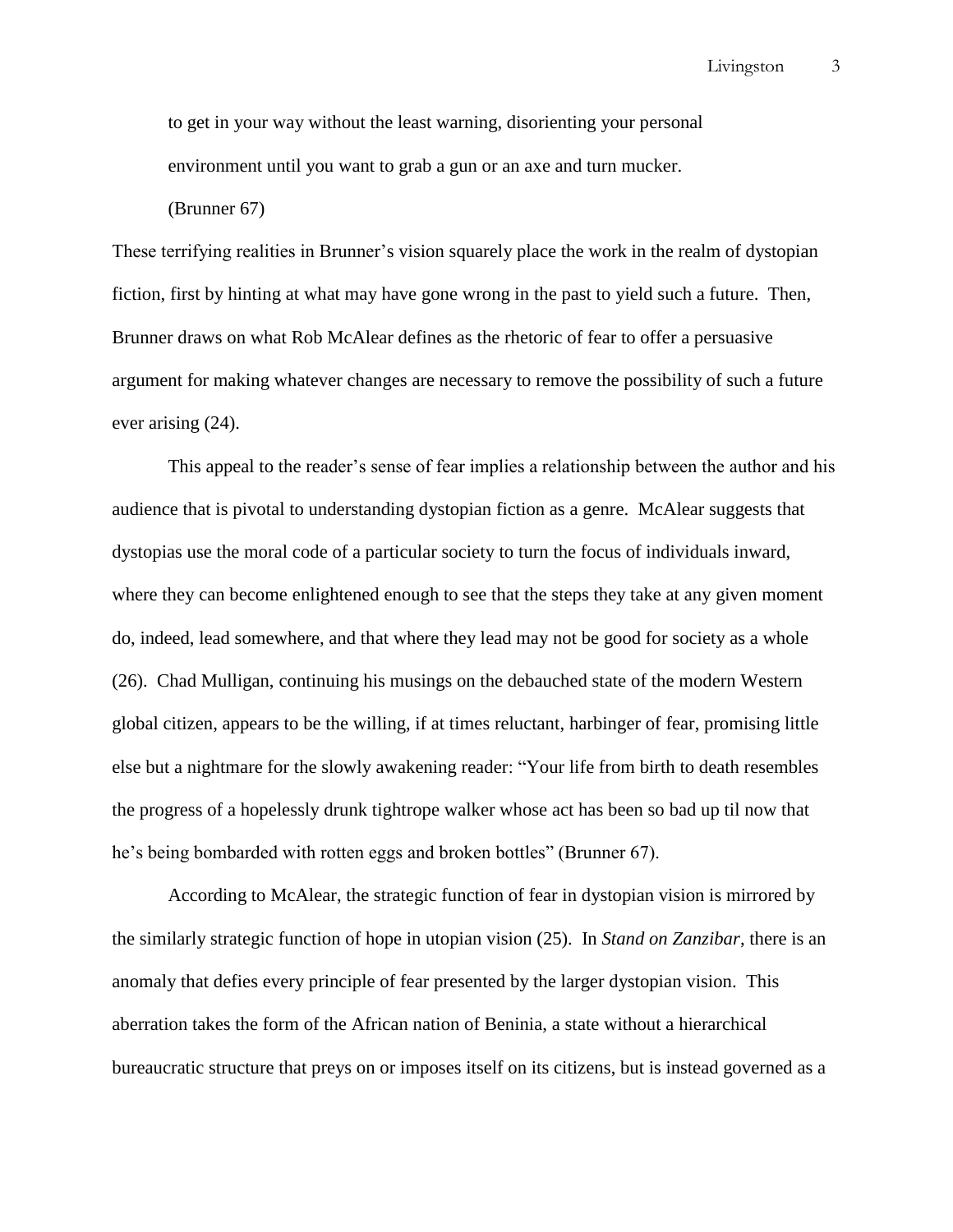> to get in your way without the least warning, disorienting your personal environment until you want to grab a gun or an axe and turn mucker. (Brunner 67)

These terrifying realities in Brunner's vision squarely place the work in the realm of dystopian fiction, first by hinting at what may have gone wrong in the past to yield such a future. Then, Brunner draws on what Rob McAlear defines as the rhetoric of fear to offer a persuasive argument for making whatever changes are necessary to remove the possibility of such a future ever arising (24).

This appeal to the reader's sense of fear implies a relationship between the author and his audience that is pivotal to understanding dystopian fiction as a genre. McAlear suggests that dystopias use the moral code of a particular society to turn the focus of individuals inward, where they can become enlightened enough to see that the steps they take at any given moment do, indeed, lead somewhere, and that where they lead may not be good for society as a whole (26). Chad Mulligan, continuing his musings on the debauched state of the modern Western global citizen, appears to be the willing, if at times reluctant, harbinger of fear, promising little else but a nightmare for the slowly awakening reader: "Your life from birth to death resembles the progress of a hopelessly drunk tightrope walker whose act has been so bad up til now that he's being bombarded with rotten eggs and broken bottles" (Brunner 67).

According to McAlear, the strategic function of fear in dystopian vision is mirrored by the similarly strategic function of hope in utopian vision (25). In *Stand on Zanzibar*, there is an anomaly that defies every principle of fear presented by the larger dystopian vision. This aberration takes the form of the African nation of Beninia, a state without a hierarchical bureaucratic structure that preys on or imposes itself on its citizens, but is instead governed as a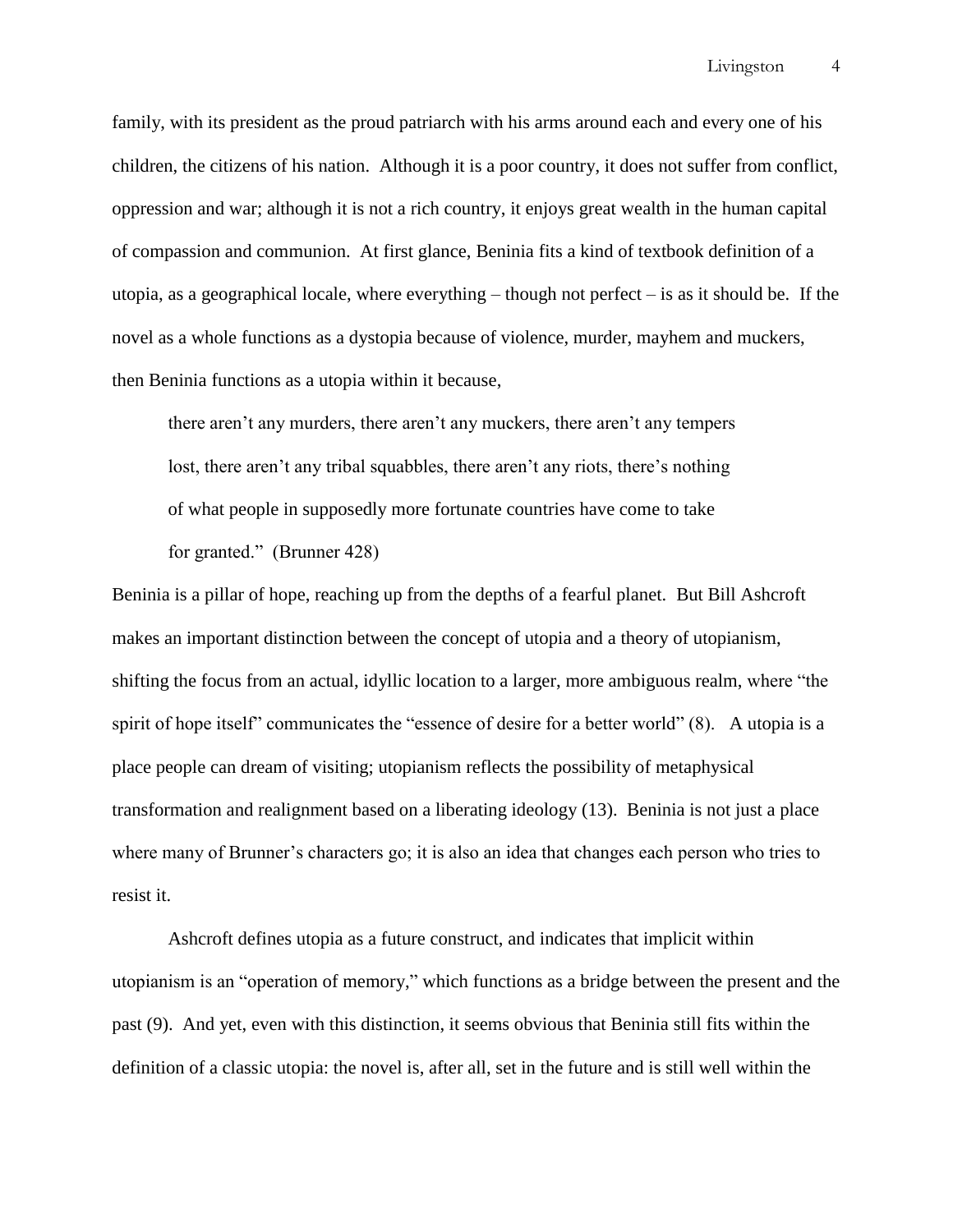family, with its president as the proud patriarch with his arms around each and every one of his children, the citizens of his nation. Although it is a poor country, it does not suffer from conflict, oppression and war; although it is not a rich country, it enjoys great wealth in the human capital of compassion and communion. At first glance, Beninia fits a kind of textbook definition of a utopia, as a geographical locale, where everything – though not perfect – is as it should be. If the novel as a whole functions as a dystopia because of violence, murder, mayhem and muckers, then Beninia functions as a utopia within it because,

> there aren't any murders, there aren't any muckers, there aren't any tempers lost, there aren't any tribal squabbles, there aren't any riots, there's nothing of what people in supposedly more fortunate countries have come to take for granted." (Brunner 428)

Beninia is a pillar of hope, reaching up from the depths of a fearful planet. But Bill Ashcroft makes an important distinction between the concept of utopia and a theory of utopianism, shifting the focus from an actual, idyllic location to a larger, more ambiguous realm, where "the spirit of hope itself" communicates the "essence of desire for a better world" (8). A utopia is a place people can dream of visiting; utopianism reflects the possibility of metaphysical transformation and realignment based on a liberating ideology (13). Beninia is not just a place where many of Brunner's characters go; it is also an idea that changes each person who tries to resist it.

Ashcroft defines utopia as a future construct, and indicates that implicit within utopianism is an "operation of memory," which functions as a bridge between the present and the past (9). And yet, even with this distinction, it seems obvious that Beninia still fits within the definition of a classic utopia: the novel is, after all, set in the future and is still well within the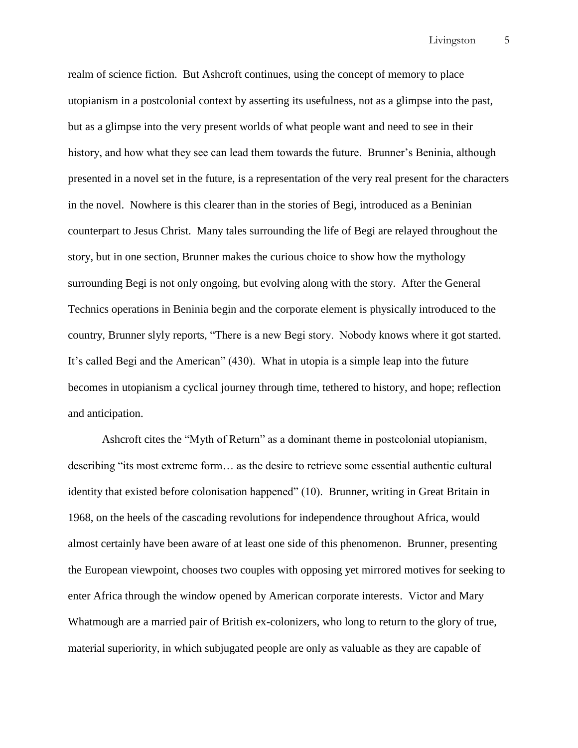realm of science fiction. But Ashcroft continues, using the concept of memory to place utopianism in a postcolonial context by asserting its usefulness, not as a glimpse into the past, but as a glimpse into the very present worlds of what people want and need to see in their history, and how what they see can lead them towards the future. Brunner's Beninia, although presented in a novel set in the future, is a representation of the very real present for the characters in the novel. Nowhere is this clearer than in the stories of Begi, introduced as a Beninian counterpart to Jesus Christ. Many tales surrounding the life of Begi are relayed throughout the story, but in one section, Brunner makes the curious choice to show how the mythology surrounding Begi is not only ongoing, but evolving along with the story. After the General Technics operations in Beninia begin and the corporate element is physically introduced to the country, Brunner slyly reports, "There is a new Begi story. Nobody knows where it got started. It's called Begi and the American" (430). What in utopia is a simple leap into the future becomes in utopianism a cyclical journey through time, tethered to history, and hope; reflection and anticipation.

Ashcroft cites the "Myth of Return" as a dominant theme in postcolonial utopianism, describing "its most extreme form… as the desire to retrieve some essential authentic cultural identity that existed before colonisation happened" (10). Brunner, writing in Great Britain in 1968, on the heels of the cascading revolutions for independence throughout Africa, would almost certainly have been aware of at least one side of this phenomenon. Brunner, presenting the European viewpoint, chooses two couples with opposing yet mirrored motives for seeking to enter Africa through the window opened by American corporate interests. Victor and Mary Whatmough are a married pair of British ex-colonizers, who long to return to the glory of true, material superiority, in which subjugated people are only as valuable as they are capable of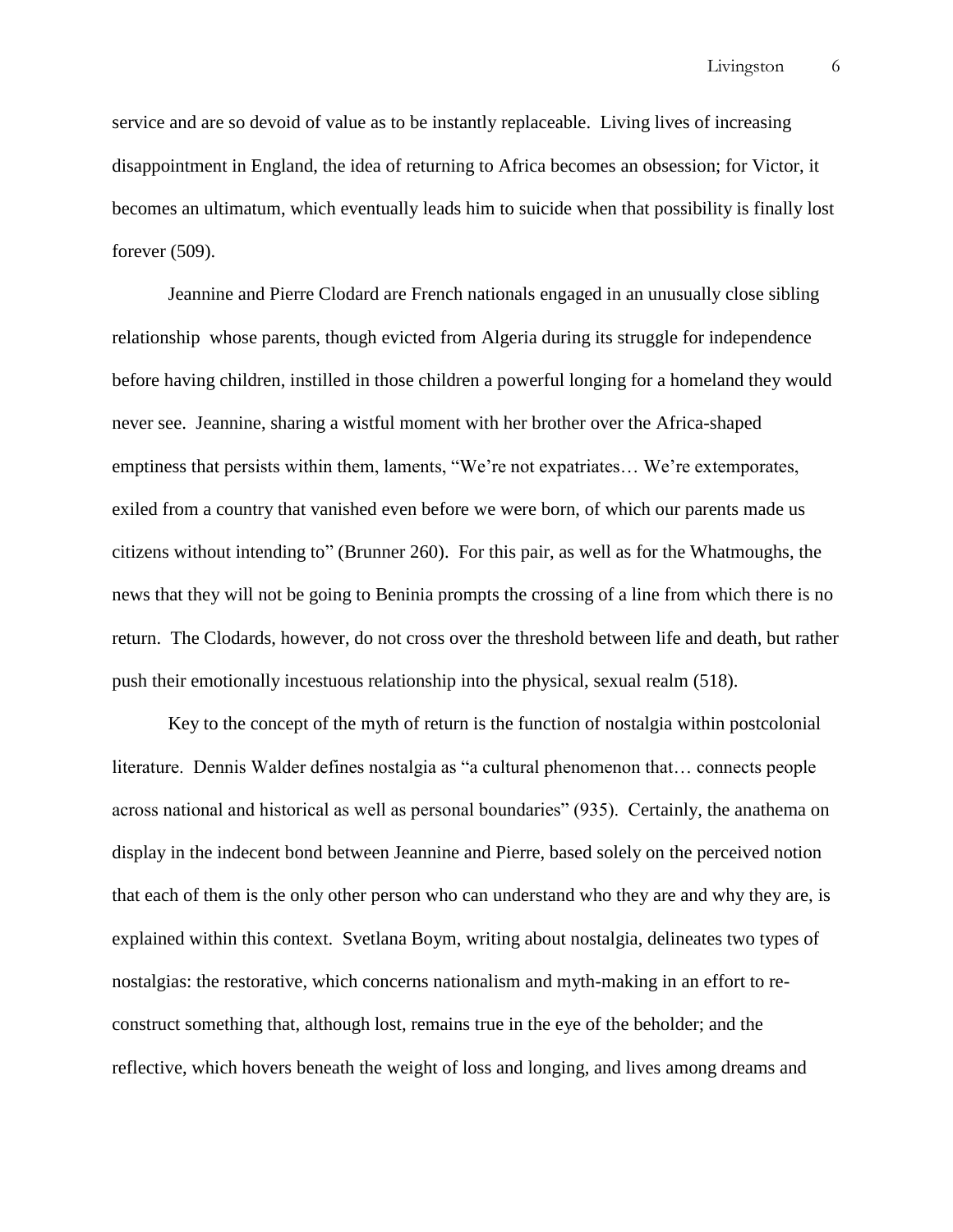service and are so devoid of value as to be instantly replaceable. Living lives of increasing disappointment in England, the idea of returning to Africa becomes an obsession; for Victor, it becomes an ultimatum, which eventually leads him to suicide when that possibility is finally lost forever (509).

Jeannine and Pierre Clodard are French nationals engaged in an unusually close sibling relationship whose parents, though evicted from Algeria during its struggle for independence before having children, instilled in those children a powerful longing for a homeland they would never see. Jeannine, sharing a wistful moment with her brother over the Africa-shaped emptiness that persists within them, laments, "We're not expatriates… We're extemporates, exiled from a country that vanished even before we were born, of which our parents made us citizens without intending to" (Brunner 260). For this pair, as well as for the Whatmoughs, the news that they will not be going to Beninia prompts the crossing of a line from which there is no return. The Clodards, however, do not cross over the threshold between life and death, but rather push their emotionally incestuous relationship into the physical, sexual realm (518).

Key to the concept of the myth of return is the function of nostalgia within postcolonial literature. Dennis Walder defines nostalgia as "a cultural phenomenon that… connects people across national and historical as well as personal boundaries" (935). Certainly, the anathema on display in the indecent bond between Jeannine and Pierre, based solely on the perceived notion that each of them is the only other person who can understand who they are and why they are, is explained within this context. Svetlana Boym, writing about nostalgia, delineates two types of nostalgias: the restorative, which concerns nationalism and myth-making in an effort to re-construct something that, although lost, remains true in the eye of the beholder; and the reflective, which hovers beneath the weight of loss and longing, and lives among dreams and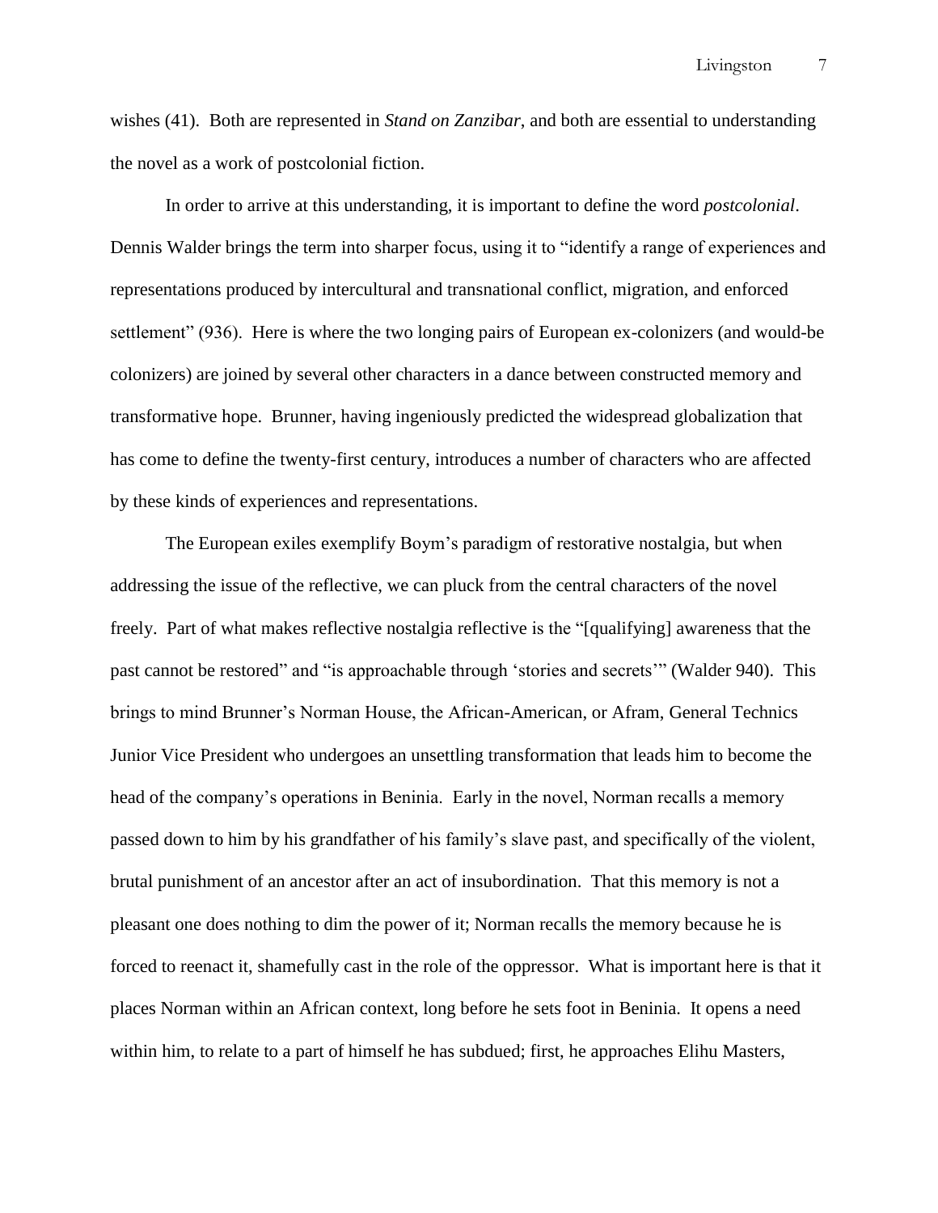wishes (41). Both are represented in *Stand on Zanzibar*, and both are essential to understanding the novel as a work of postcolonial fiction.

In order to arrive at this understanding, it is important to define the word *postcolonial*. Dennis Walder brings the term into sharper focus, using it to "identify a range of experiences and representations produced by intercultural and transnational conflict, migration, and enforced settlement" (936). Here is where the two longing pairs of European ex-colonizers (and would-be colonizers) are joined by several other characters in a dance between constructed memory and transformative hope. Brunner, having ingeniously predicted the widespread globalization that has come to define the twenty-first century, introduces a number of characters who are affected by these kinds of experiences and representations.

The European exiles exemplify Boym's paradigm of restorative nostalgia, but when addressing the issue of the reflective, we can pluck from the central characters of the novel freely. Part of what makes reflective nostalgia reflective is the "[qualifying] awareness that the past cannot be restored" and "is approachable through 'stories and secrets'" (Walder 940). This brings to mind Brunner's Norman House, the African-American, or Afram, General Technics Junior Vice President who undergoes an unsettling transformation that leads him to become the head of the company's operations in Beninia. Early in the novel, Norman recalls a memory passed down to him by his grandfather of his family's slave past, and specifically of the violent, brutal punishment of an ancestor after an act of insubordination. That this memory is not a pleasant one does nothing to dim the power of it; Norman recalls the memory because he is forced to reenact it, shamefully cast in the role of the oppressor. What is important here is that it places Norman within an African context, long before he sets foot in Beninia. It opens a need within him, to relate to a part of himself he has subdued; first, he approaches Elihu Masters,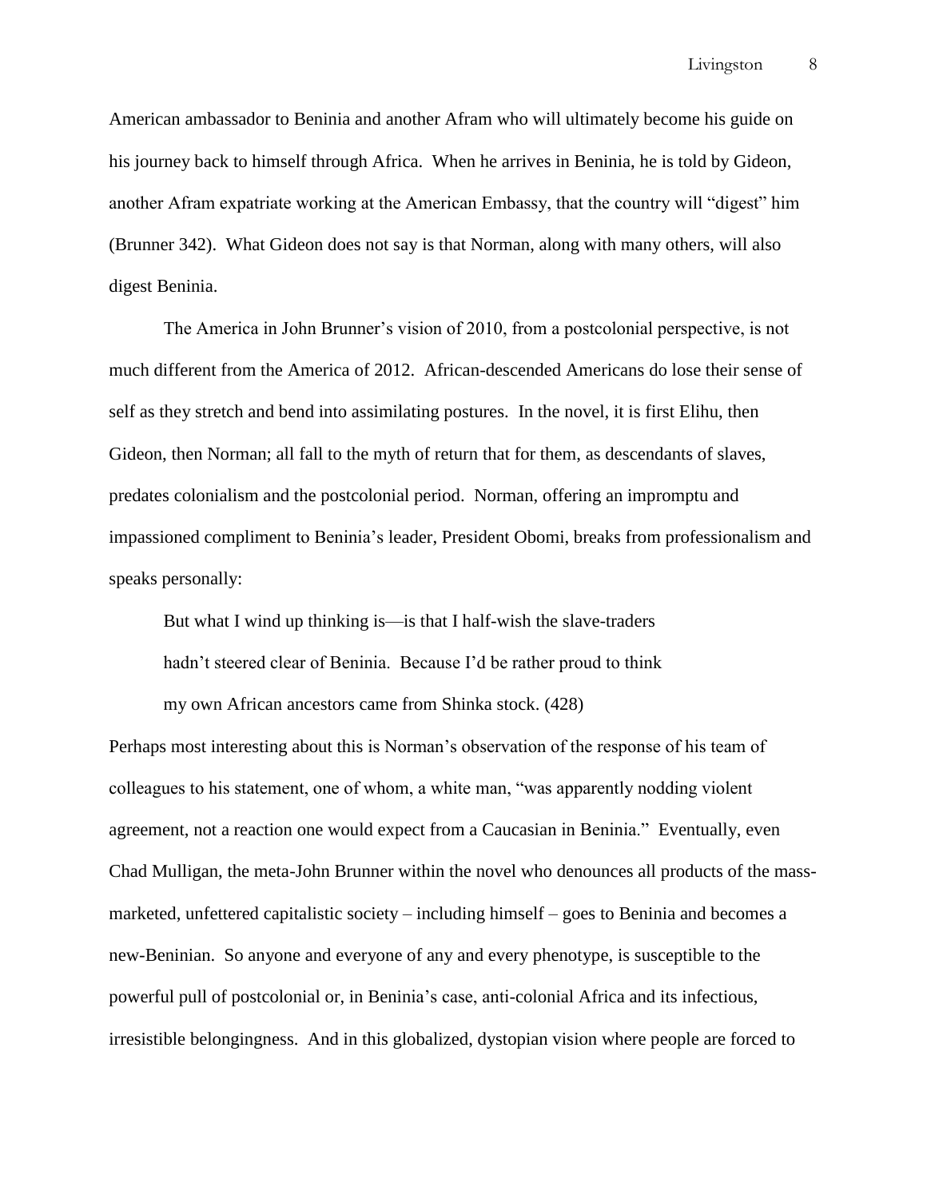American ambassador to Beninia and another Afram who will ultimately become his guide on his journey back to himself through Africa. When he arrives in Beninia, he is told by Gideon, another Afram expatriate working at the American Embassy, that the country will "digest" him (Brunner 342). What Gideon does not say is that Norman, along with many others, will also digest Beninia.

The America in John Brunner's vision of 2010, from a postcolonial perspective, is not much different from the America of 2012. African-descended Americans do lose their sense of self as they stretch and bend into assimilating postures. In the novel, it is first Elihu, then Gideon, then Norman; all fall to the myth of return that for them, as descendants of slaves, predates colonialism and the postcolonial period. Norman, offering an impromptu and impassioned compliment to Beninia's leader, President Obomi, breaks from professionalism and speaks personally:

> But what I wind up thinking is—is that I half-wish the slave-traders
> hadn't steered clear of Beninia. Because I'd be rather proud to think
> my own African ancestors came from Shinka stock. (428)

Perhaps most interesting about this is Norman's observation of the response of his team of colleagues to his statement, one of whom, a white man, "was apparently nodding violent agreement, not a reaction one would expect from a Caucasian in Beninia." Eventually, even Chad Mulligan, the meta-John Brunner within the novel who denounces all products of the mass-marketed, unfettered capitalistic society – including himself – goes to Beninia and becomes a new-Beninian. So anyone and everyone of any and every phenotype, is susceptible to the powerful pull of postcolonial or, in Beninia's case, anti-colonial Africa and its infectious, irresistible belongingness. And in this globalized, dystopian vision where people are forced to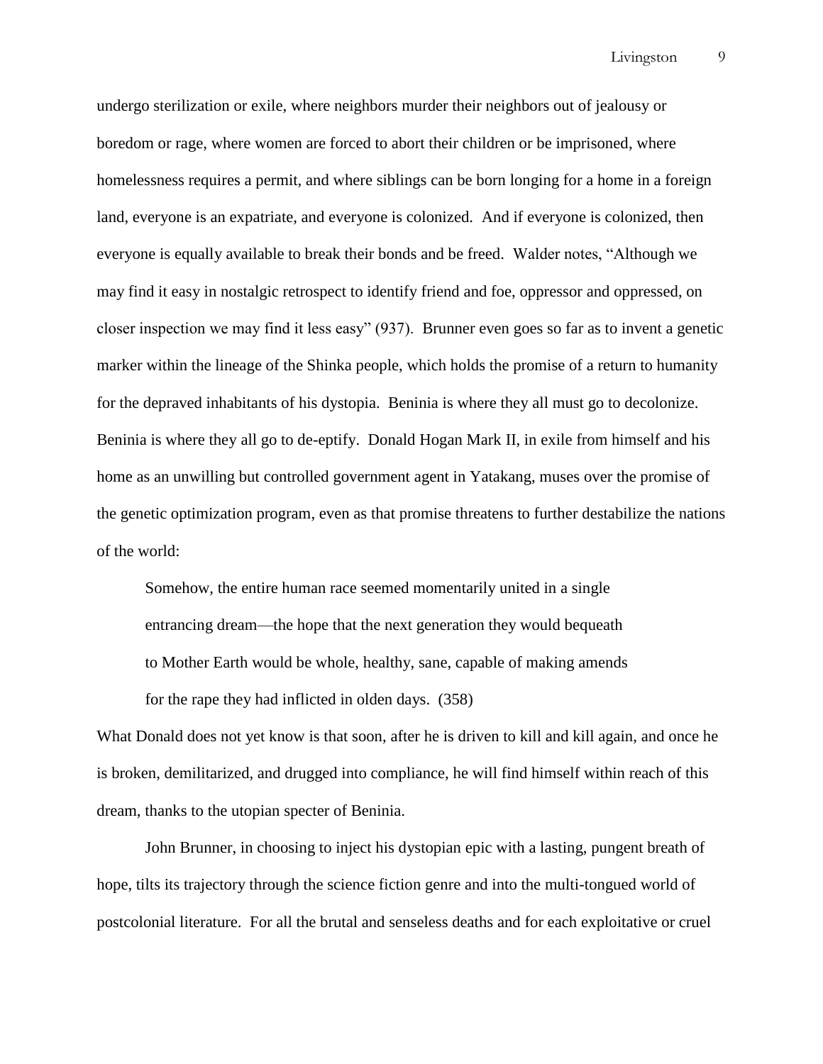undergo sterilization or exile, where neighbors murder their neighbors out of jealousy or boredom or rage, where women are forced to abort their children or be imprisoned, where homelessness requires a permit, and where siblings can be born longing for a home in a foreign land, everyone is an expatriate, and everyone is colonized. And if everyone is colonized, then everyone is equally available to break their bonds and be freed. Walder notes, "Although we may find it easy in nostalgic retrospect to identify friend and foe, oppressor and oppressed, on closer inspection we may find it less easy" (937). Brunner even goes so far as to invent a genetic marker within the lineage of the Shinka people, which holds the promise of a return to humanity for the depraved inhabitants of his dystopia. Beninia is where they all must go to decolonize. Beninia is where they all go to de-eptify. Donald Hogan Mark II, in exile from himself and his home as an unwilling but controlled government agent in Yatakang, muses over the promise of the genetic optimization program, even as that promise threatens to further destabilize the nations of the world:

> Somehow, the entire human race seemed momentarily united in a single entrancing dream—the hope that the next generation they would bequeath to Mother Earth would be whole, healthy, sane, capable of making amends for the rape they had inflicted in olden days. (358)

What Donald does not yet know is that soon, after he is driven to kill and kill again, and once he is broken, demilitarized, and drugged into compliance, he will find himself within reach of this dream, thanks to the utopian specter of Beninia.

John Brunner, in choosing to inject his dystopian epic with a lasting, pungent breath of hope, tilts its trajectory through the science fiction genre and into the multi-tongued world of postcolonial literature. For all the brutal and senseless deaths and for each exploitative or cruel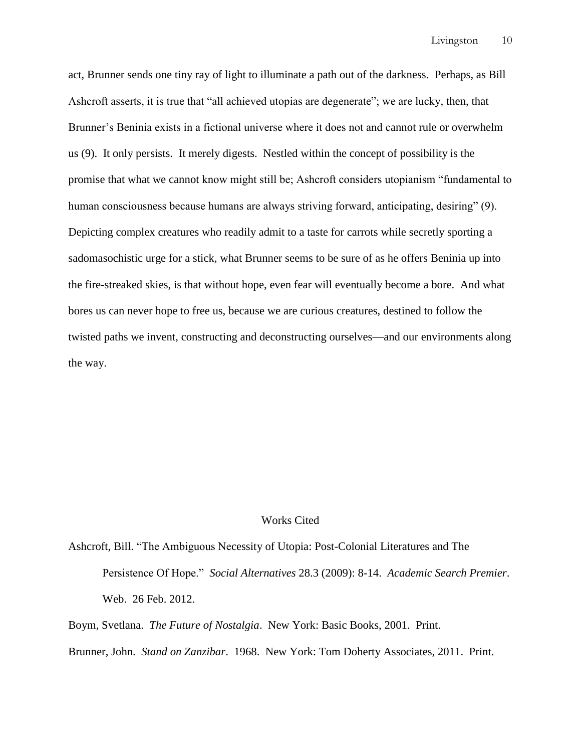act, Brunner sends one tiny ray of light to illuminate a path out of the darkness. Perhaps, as Bill Ashcroft asserts, it is true that "all achieved utopias are degenerate"; we are lucky, then, that Brunner's Beninia exists in a fictional universe where it does not and cannot rule or overwhelm us (9). It only persists. It merely digests. Nestled within the concept of possibility is the promise that what we cannot know might still be; Ashcroft considers utopianism "fundamental to human consciousness because humans are always striving forward, anticipating, desiring" (9). Depicting complex creatures who readily admit to a taste for carrots while secretly sporting a sadomasochistic urge for a stick, what Brunner seems to be sure of as he offers Beninia up into the fire-streaked skies, is that without hope, even fear will eventually become a bore. And what bores us can never hope to free us, because we are curious creatures, destined to follow the twisted paths we invent, constructing and deconstructing ourselves—and our environments along the way.

## Works Cited

Ashcroft, Bill. "The Ambiguous Necessity of Utopia: Post-Colonial Literatures and The Persistence Of Hope." *Social Alternatives* 28.3 (2009): 8-14. *Academic Search Premier*. Web. 26 Feb. 2012.

Boym, Svetlana. *The Future of Nostalgia*. New York: Basic Books, 2001. Print.

Brunner, John. *Stand on Zanzibar*. 1968. New York: Tom Doherty Associates, 2011. Print.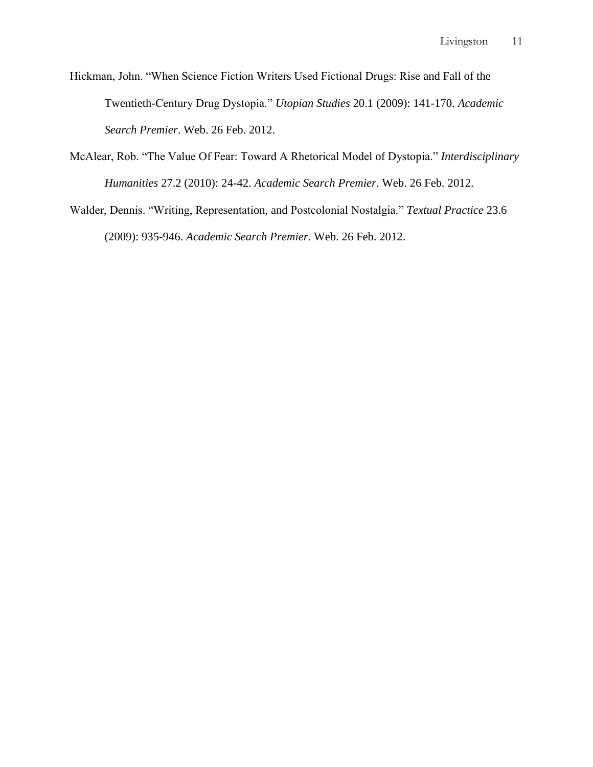Hickman, John. "When Science Fiction Writers Used Fictional Drugs: Rise and Fall of the Twentieth-Century Drug Dystopia." *Utopian Studies* 20.1 (2009): 141-170. *Academic Search Premier*. Web. 26 Feb. 2012.

McAlear, Rob. "The Value Of Fear: Toward A Rhetorical Model of Dystopia." *Interdisciplinary Humanities* 27.2 (2010): 24-42. *Academic Search Premier*. Web. 26 Feb. 2012.

Walder, Dennis. "Writing, Representation, and Postcolonial Nostalgia." *Textual Practice* 23.6 (2009): 935-946. *Academic Search Premier*. Web. 26 Feb. 2012.